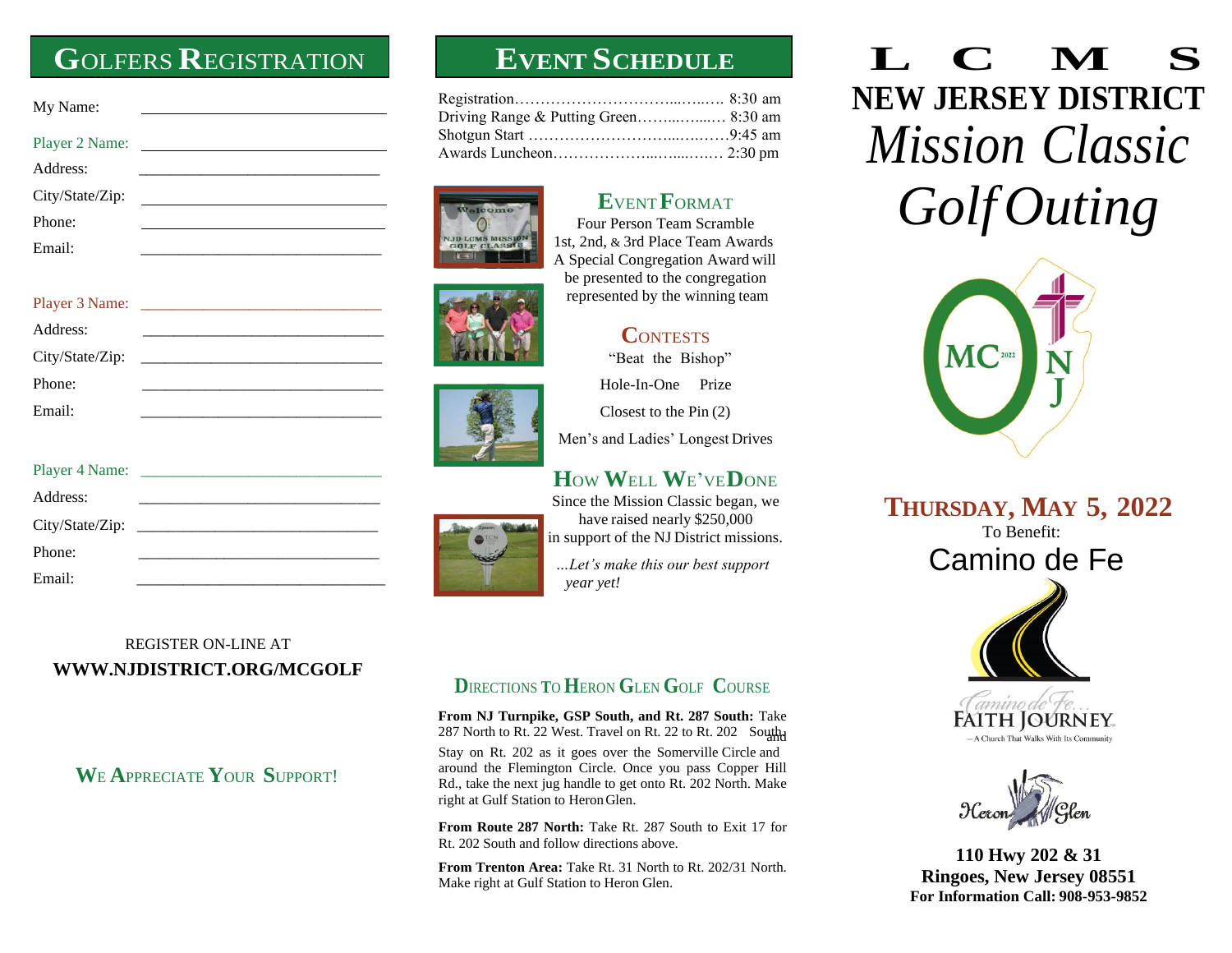## Golfers Registration

My Name: ______________________________

Player 2 Name: ______________________________

Address: ______________________________

City/State/Zip: ______________________________

Phone: ______________________________

Email: ______________________________

Player 3 Name: ______________________________

Address: ______________________________

City/State/Zip: ______________________________

Phone: ______________________________

Email: ______________________________

Player 4 Name: ______________________________

Address: ______________________________

City/State/Zip: ______________________________

Phone: ______________________________

Email: ______________________________

REGISTER ON-LINE AT

**WWW.NJDISTRICT.ORG/MCGOLF**

### We Appreciate Your Support!

## Event Schedule

Registration……………………………....…..…. 8:30 am
Driving Range & Putting Green……...…....… 8:30 am
Shotgun Start ………………………....….……9:45 am
Awards Luncheon………………...…....….… 2:30 pm

### Event Format

Four Person Team Scramble
1st, 2nd, & 3rd Place Team Awards
A Special Congregation Award will be presented to the congregation represented by the winning team

### Contests

"Beat the Bishop"

Hole-In-One Prize

Closest to the Pin (2)

Men's and Ladies' Longest Drives

### How Well We've Done

Since the Mission Classic began, we have raised nearly $250,000 in support of the NJ District missions.

*...Let's make this our best support year yet!*

### Directions To Heron Glen Golf Course

**From NJ Turnpike, GSP South, and Rt. 287 South:** Take 287 North to Rt. 22 West. Travel on Rt. 22 to Rt. 202 South and Stay on Rt. 202 as it goes over the Somerville Circle and around the Flemington Circle. Once you pass Copper Hill Rd., take the next jug handle to get onto Rt. 202 North. Make right at Gulf Station to Heron Glen.

**From Route 287 North:** Take Rt. 287 South to Exit 17 for Rt. 202 South and follow directions above.

**From Trenton Area:** Take Rt. 31 North to Rt. 202/31 North. Make right at Gulf Station to Heron Glen.

# LCMS NEW JERSEY DISTRICT
# *Mission Classic Golf Outing*

MC 2022 NJ

## Thursday, May 5, 2022

To Benefit:

## Camino de Fe

Camino de Fe... FAITH JOURNEY
— A Church That Walks With Its Community

Heron Glen

**110 Hwy 202 & 31**
**Ringoes, New Jersey 08551**
**For Information Call: 908-953-9852**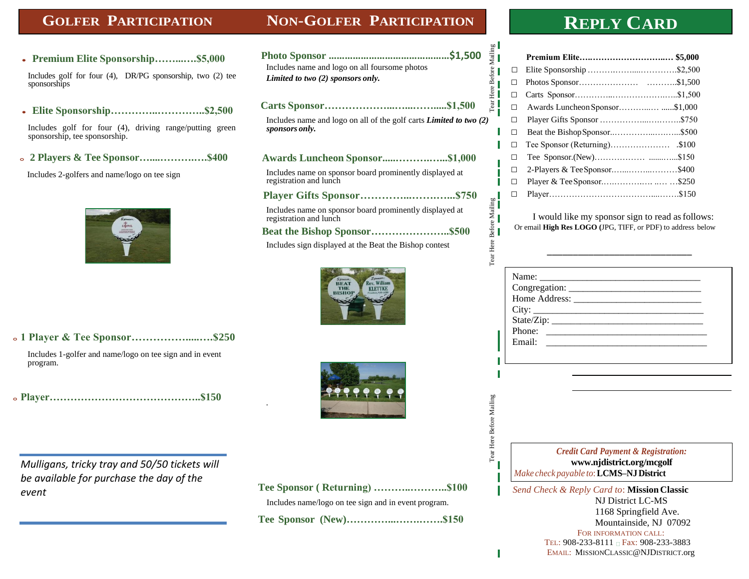## Golfer Participation

- **Premium Elite Sponsorship……...….$5,000**

  Includes golf for four (4), DR/PG sponsorship, two (2) tee sponsorships

- **Elite Sponsorship…………..…………..$2,500**

  Includes golf for four (4), driving range/putting green sponsorship, tee sponsorship.

- **2 Players & Tee Sponsor…....………….$400**

  Includes 2-golfers and name/logo on tee sign

- **1 Player & Tee Sponsor……………....….$250**

  Includes 1-golfer and name/logo on tee sign and in event program.

- **Player……………………………………..$150**

*Mulligans, tricky tray and 50/50 tickets will be available for purchase the day of the event*

## Non-Golfer Participation

**Photo Sponsor ..........................................$1,500**

Includes name and logo on all foursome photos
***Limited to two (2) sponsors only.***

**Carts Sponsor………………..…...……....$1,500**

Includes name and logo on all of the golf carts ***Limited to two (2) sponsors only.***

**Awards Luncheon Sponsor.....……….…...$1,000**

Includes name on sponsor board prominently displayed at registration and lunch

**Player Gifts Sponsor…………...…………...$750**

Includes name on sponsor board prominently displayed at registration and lunch

**Beat the Bishop Sponsor…………………..$500**

Includes sign displayed at the Beat the Bishop contest

**Tee Sponsor ( Returning) ……….………..$100**

Includes name/logo on tee sign and in event program.

**Tee Sponsor (New)…………..…………….$150**

Tear Here Before Mailing

## Reply Card

**Premium Elite………………………….… $5,000**

- ☐ Elite Sponsorship ………..……....………….$2,500
- ☐ Photos Sponsor………………… ………..$1,500
- ☐ Carts Sponsor…………..…………………..$1,500
- ☐ Awards Luncheon Sponsor………..… ......$1,000
- ☐ Player Gifts Sponsor ……………...………..$750
- ☐ Beat the Bishop Sponsor..…………...……...$500
- ☐ Tee Sponsor (Returning)………………… .$100
- ☐ Tee Sponsor.(New)……………… .......…...$150
- ☐ 2-Players & Tee Sponsor.…...……..………$400
- ☐ Player & Tee Sponsor.….……….… ..… …$250
- ☐ Player……………………………….....…….$150

I would like my sponsor sign to read as follows:
Or email **High Res LOGO (**JPG, TIFF, or PDF) to address below

_______________________________

Name: ______________________________
Congregation: ________________________
Home Address: _______________________
City: _______________________________
State/Zip: ___________________________
Phone: ______________________________
Email: ______________________________

_______________________________

_______________________________

***Credit Card Payment & Registration:***
**www.njdistrict.org/mcgolf**
*Make check payable to:* **LCMS–NJ District**

*Send Check & Reply Card to:* **Mission Classic**
NJ District LC-MS
1168 Springfield Ave.
Mountainside, NJ 07092

For information call:
Tel: 908-233-8111 Fax: 908-233-3883
Email: MissionClassic@NJDistrict.org